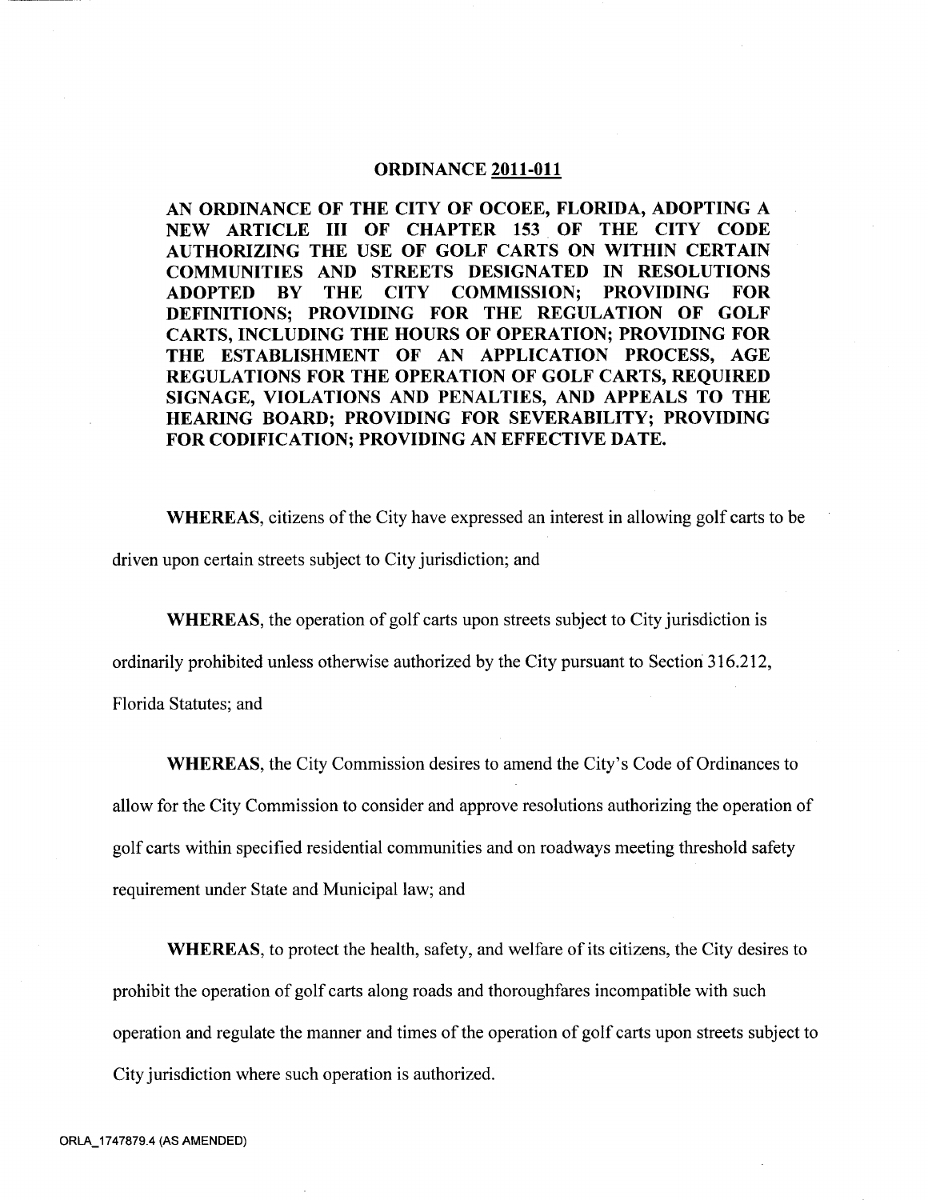# ORDINANCE 2011-011

**AN ORDINANCE OF THE CITY OF OCOEE, FLORIDA, ADOPTING A NEW ARTICLE III OF CHAPTER 153 OF THE CITY CODE AUTHORIZING THE USE OF GOLF CARTS ON WITHIN CERTAIN COMMUNITIES AND STREETS DESIGNATED IN RESOLUTIONS ADOPTED BY THE CITY COMMISSION; PROVIDING FOR DEFINITIONS; PROVIDING FOR THE REGULATION OF GOLF CARTS, INCLUDING THE HOURS OF OPERATION; PROVIDING FOR THE ESTABLISHMENT OF AN APPLICATION PROCESS, AGE REGULATIONS FOR THE OPERATION OF GOLF CARTS, REQUIRED SIGNAGE, VIOLATIONS AND PENALTIES, AND APPEALS TO THE HEARING BOARD; PROVIDING FOR SEVERABILITY; PROVIDING FOR CODIFICATION; PROVIDING AN EFFECTIVE DATE.**

**WHEREAS**, citizens of the City have expressed an interest in allowing golf carts to be driven upon certain streets subject to City jurisdiction; and

**WHEREAS**, the operation of golf carts upon streets subject to City jurisdiction is ordinarily prohibited unless otherwise authorized by the City pursuant to Section 316.212, Florida Statutes; and

**WHEREAS**, the City Commission desires to amend the City's Code of Ordinances to allow for the City Commission to consider and approve resolutions authorizing the operation of golf carts within specified residential communities and on roadways meeting threshold safety requirement under State and Municipal law; and

**WHEREAS**, to protect the health, safety, and welfare of its citizens, the City desires to prohibit the operation of golf carts along roads and thoroughfares incompatible with such operation and regulate the manner and times of the operation of golf carts upon streets subject to City jurisdiction where such operation is authorized.

ORLA_1747879.4 (AS AMENDED)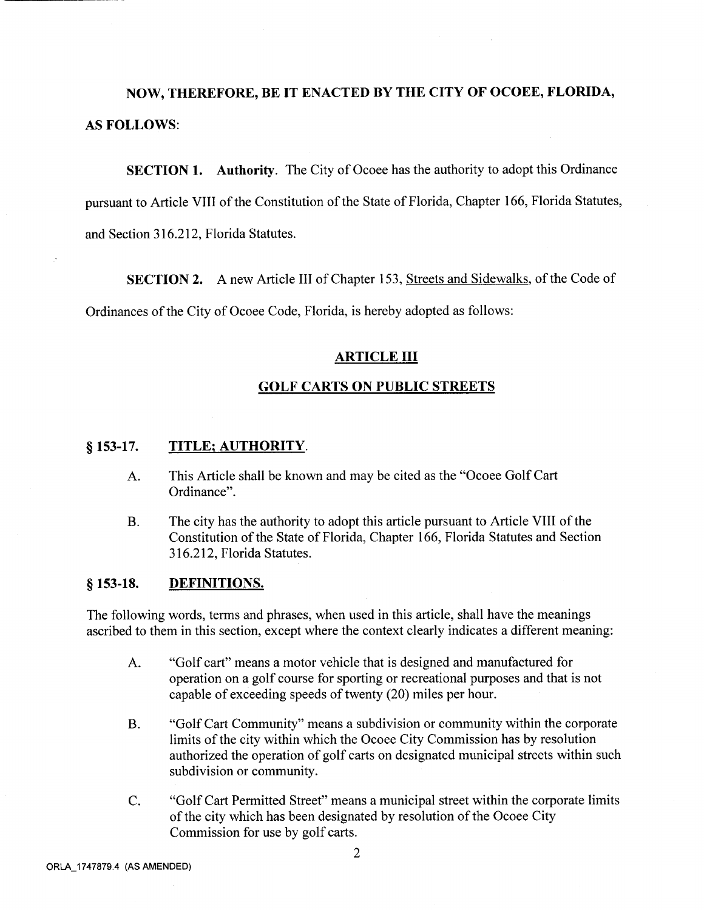**NOW, THEREFORE, BE IT ENACTED BY THE CITY OF OCOEE, FLORIDA, AS FOLLOWS:**

**SECTION 1. Authority**. The City of Ocoee has the authority to adopt this Ordinance pursuant to Article VIII of the Constitution of the State of Florida, Chapter 166, Florida Statutes, and Section 316.212, Florida Statutes.

**SECTION 2.** A new Article III of Chapter 153, Streets and Sidewalks, of the Code of Ordinances of the City of Ocoee Code, Florida, is hereby adopted as follows:

## ARTICLE III

## GOLF CARTS ON PUBLIC STREETS

### § 153-17. TITLE; AUTHORITY.

A. This Article shall be known and may be cited as the "Ocoee Golf Cart Ordinance".

B. The city has the authority to adopt this article pursuant to Article VIII of the Constitution of the State of Florida, Chapter 166, Florida Statutes and Section 316.212, Florida Statutes.

### § 153-18. DEFINITIONS.

The following words, terms and phrases, when used in this article, shall have the meanings ascribed to them in this section, except where the context clearly indicates a different meaning:

A. "Golf cart" means a motor vehicle that is designed and manufactured for operation on a golf course for sporting or recreational purposes and that is not capable of exceeding speeds of twenty (20) miles per hour.

B. "Golf Cart Community" means a subdivision or community within the corporate limits of the city within which the Ocoee City Commission has by resolution authorized the operation of golf carts on designated municipal streets within such subdivision or community.

C. "Golf Cart Permitted Street" means a municipal street within the corporate limits of the city which has been designated by resolution of the Ocoee City Commission for use by golf carts.

ORLA_1747879.4 (AS AMENDED)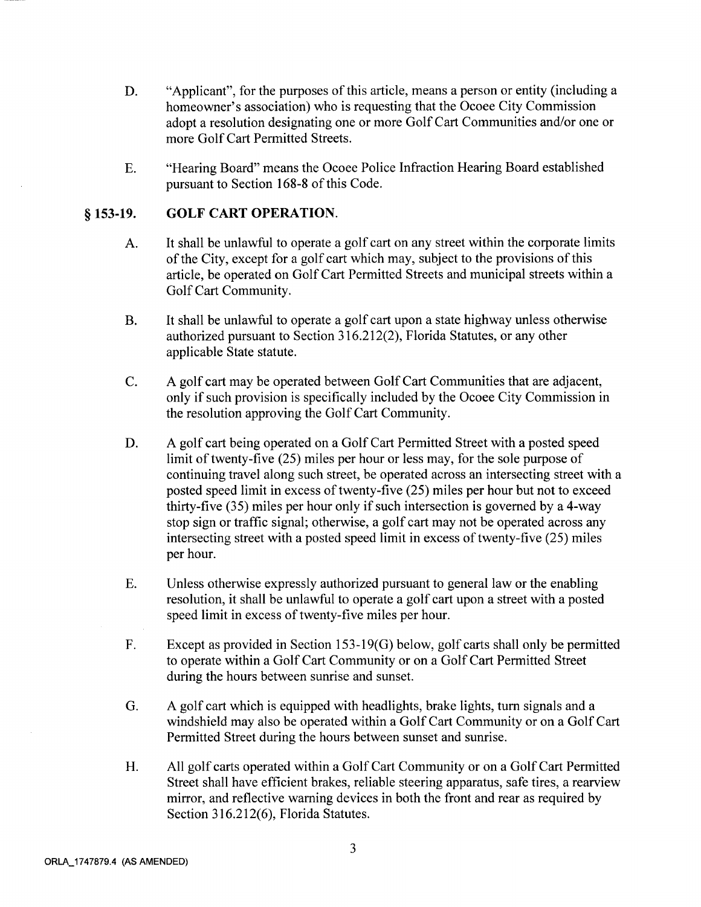D. "Applicant", for the purposes of this article, means a person or entity (including a homeowner's association) who is requesting that the Ocoee City Commission adopt a resolution designating one or more Golf Cart Communities and/or one or more Golf Cart Permitted Streets.

E. "Hearing Board" means the Ocoee Police Infraction Hearing Board established pursuant to Section 168-8 of this Code.

## § 153-19. GOLF CART OPERATION.

A. It shall be unlawful to operate a golf cart on any street within the corporate limits of the City, except for a golf cart which may, subject to the provisions of this article, be operated on Golf Cart Permitted Streets and municipal streets within a Golf Cart Community.

B. It shall be unlawful to operate a golf cart upon a state highway unless otherwise authorized pursuant to Section 316.212(2), Florida Statutes, or any other applicable State statute.

C. A golf cart may be operated between Golf Cart Communities that are adjacent, only if such provision is specifically included by the Ocoee City Commission in the resolution approving the Golf Cart Community.

D. A golf cart being operated on a Golf Cart Permitted Street with a posted speed limit of twenty-five (25) miles per hour or less may, for the sole purpose of continuing travel along such street, be operated across an intersecting street with a posted speed limit in excess of twenty-five (25) miles per hour but not to exceed thirty-five (35) miles per hour only if such intersection is governed by a 4-way stop sign or traffic signal; otherwise, a golf cart may not be operated across any intersecting street with a posted speed limit in excess of twenty-five (25) miles per hour.

E. Unless otherwise expressly authorized pursuant to general law or the enabling resolution, it shall be unlawful to operate a golf cart upon a street with a posted speed limit in excess of twenty-five miles per hour.

F. Except as provided in Section 153-19(G) below, golf carts shall only be permitted to operate within a Golf Cart Community or on a Golf Cart Permitted Street during the hours between sunrise and sunset.

G. A golf cart which is equipped with headlights, brake lights, turn signals and a windshield may also be operated within a Golf Cart Community or on a Golf Cart Permitted Street during the hours between sunset and sunrise.

H. All golf carts operated within a Golf Cart Community or on a Golf Cart Permitted Street shall have efficient brakes, reliable steering apparatus, safe tires, a rearview mirror, and reflective warning devices in both the front and rear as required by Section 316.212(6), Florida Statutes.

ORLA_1747879.4 (AS AMENDED)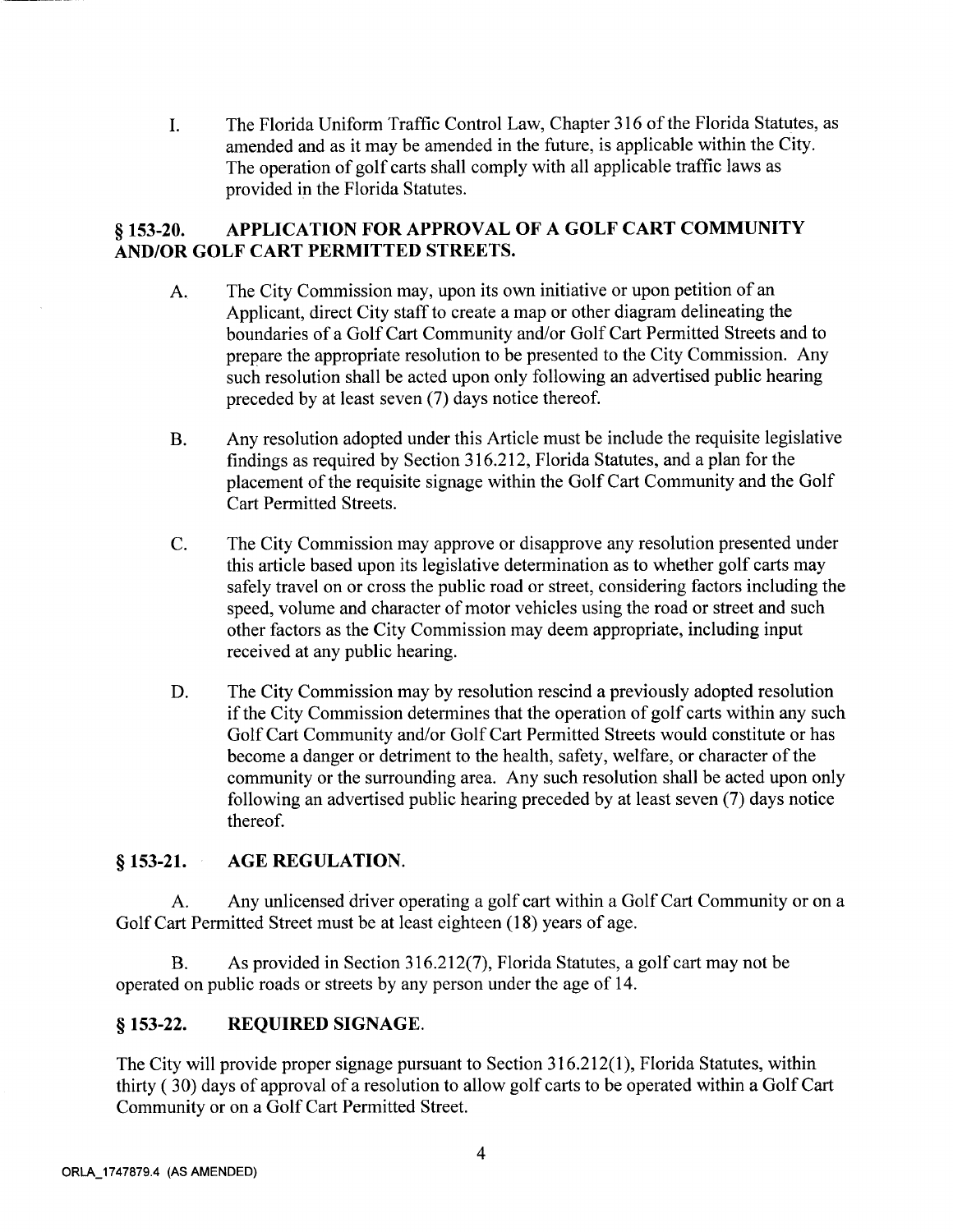I. The Florida Uniform Traffic Control Law, Chapter 316 of the Florida Statutes, as amended and as it may be amended in the future, is applicable within the City. The operation of golf carts shall comply with all applicable traffic laws as provided in the Florida Statutes.

## § 153-20. APPLICATION FOR APPROVAL OF A GOLF CART COMMUNITY AND/OR GOLF CART PERMITTED STREETS.

A. The City Commission may, upon its own initiative or upon petition of an Applicant, direct City staff to create a map or other diagram delineating the boundaries of a Golf Cart Community and/or Golf Cart Permitted Streets and to prepare the appropriate resolution to be presented to the City Commission. Any such resolution shall be acted upon only following an advertised public hearing preceded by at least seven (7) days notice thereof.

B. Any resolution adopted under this Article must be include the requisite legislative findings as required by Section 316.212, Florida Statutes, and a plan for the placement of the requisite signage within the Golf Cart Community and the Golf Cart Permitted Streets.

C. The City Commission may approve or disapprove any resolution presented under this article based upon its legislative determination as to whether golf carts may safely travel on or cross the public road or street, considering factors including the speed, volume and character of motor vehicles using the road or street and such other factors as the City Commission may deem appropriate, including input received at any public hearing.

D. The City Commission may by resolution rescind a previously adopted resolution if the City Commission determines that the operation of golf carts within any such Golf Cart Community and/or Golf Cart Permitted Streets would constitute or has become a danger or detriment to the health, safety, welfare, or character of the community or the surrounding area. Any such resolution shall be acted upon only following an advertised public hearing preceded by at least seven (7) days notice thereof.

## § 153-21. AGE REGULATION.

A. Any unlicensed driver operating a golf cart within a Golf Cart Community or on a Golf Cart Permitted Street must be at least eighteen (18) years of age.

B. As provided in Section 316.212(7), Florida Statutes, a golf cart may not be operated on public roads or streets by any person under the age of 14.

## § 153-22. REQUIRED SIGNAGE.

The City will provide proper signage pursuant to Section 316.212(1), Florida Statutes, within thirty ( 30) days of approval of a resolution to allow golf carts to be operated within a Golf Cart Community or on a Golf Cart Permitted Street.

ORLA_1747879.4 (AS AMENDED)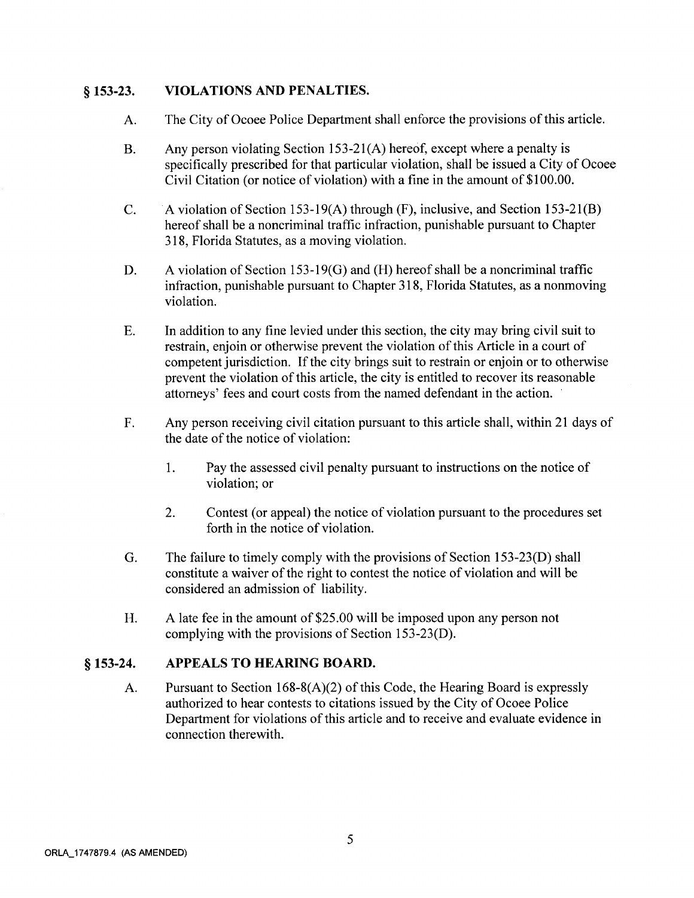## § 153-23. VIOLATIONS AND PENALTIES.

A. The City of Ocoee Police Department shall enforce the provisions of this article.

B. Any person violating Section 153-21(A) hereof, except where a penalty is specifically prescribed for that particular violation, shall be issued a City of Ocoee Civil Citation (or notice of violation) with a fine in the amount of $100.00.

C. A violation of Section 153-19(A) through (F), inclusive, and Section 153-21(B) hereof shall be a noncriminal traffic infraction, punishable pursuant to Chapter 318, Florida Statutes, as a moving violation.

D. A violation of Section 153-19(G) and (H) hereof shall be a noncriminal traffic infraction, punishable pursuant to Chapter 318, Florida Statutes, as a nonmoving violation.

E. In addition to any fine levied under this section, the city may bring civil suit to restrain, enjoin or otherwise prevent the violation of this Article in a court of competent jurisdiction. If the city brings suit to restrain or enjoin or to otherwise prevent the violation of this article, the city is entitled to recover its reasonable attorneys' fees and court costs from the named defendant in the action.

F. Any person receiving civil citation pursuant to this article shall, within 21 days of the date of the notice of violation:

   1. Pay the assessed civil penalty pursuant to instructions on the notice of violation; or

   2. Contest (or appeal) the notice of violation pursuant to the procedures set forth in the notice of violation.

G. The failure to timely comply with the provisions of Section 153-23(D) shall constitute a waiver of the right to contest the notice of violation and will be considered an admission of liability.

H. A late fee in the amount of $25.00 will be imposed upon any person not complying with the provisions of Section 153-23(D).

## § 153-24. APPEALS TO HEARING BOARD.

A. Pursuant to Section 168-8(A)(2) of this Code, the Hearing Board is expressly authorized to hear contests to citations issued by the City of Ocoee Police Department for violations of this article and to receive and evaluate evidence in connection therewith.

ORLA_1747879.4 (AS AMENDED)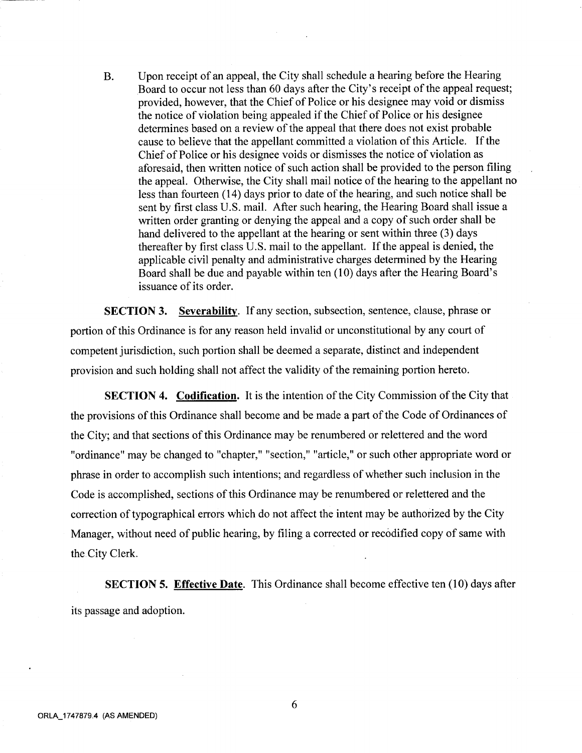B. Upon receipt of an appeal, the City shall schedule a hearing before the Hearing Board to occur not less than 60 days after the City's receipt of the appeal request; provided, however, that the Chief of Police or his designee may void or dismiss the notice of violation being appealed if the Chief of Police or his designee determines based on a review of the appeal that there does not exist probable cause to believe that the appellant committed a violation of this Article. If the Chief of Police or his designee voids or dismisses the notice of violation as aforesaid, then written notice of such action shall be provided to the person filing the appeal. Otherwise, the City shall mail notice of the hearing to the appellant no less than fourteen (14) days prior to date of the hearing, and such notice shall be sent by first class U.S. mail. After such hearing, the Hearing Board shall issue a written order granting or denying the appeal and a copy of such order shall be hand delivered to the appellant at the hearing or sent within three (3) days thereafter by first class U.S. mail to the appellant. If the appeal is denied, the applicable civil penalty and administrative charges determined by the Hearing Board shall be due and payable within ten (10) days after the Hearing Board's issuance of its order.

**SECTION 3. Severability**. If any section, subsection, sentence, clause, phrase or portion of this Ordinance is for any reason held invalid or unconstitutional by any court of competent jurisdiction, such portion shall be deemed a separate, distinct and independent provision and such holding shall not affect the validity of the remaining portion hereto.

**SECTION 4. Codification.** It is the intention of the City Commission of the City that the provisions of this Ordinance shall become and be made a part of the Code of Ordinances of the City; and that sections of this Ordinance may be renumbered or relettered and the word "ordinance" may be changed to "chapter," "section," "article," or such other appropriate word or phrase in order to accomplish such intentions; and regardless of whether such inclusion in the Code is accomplished, sections of this Ordinance may be renumbered or relettered and the correction of typographical errors which do not affect the intent may be authorized by the City Manager, without need of public hearing, by filing a corrected or recodified copy of same with the City Clerk.

**SECTION 5. Effective Date**. This Ordinance shall become effective ten (10) days after its passage and adoption.

ORLA_1747879.4 (AS AMENDED)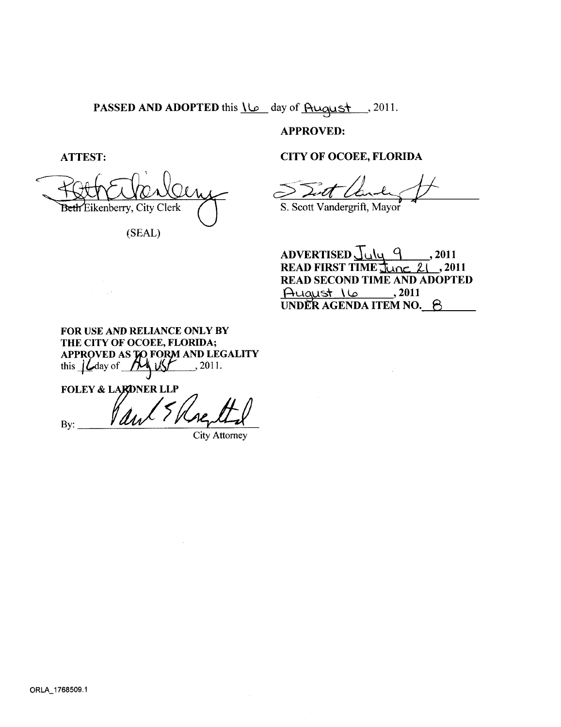**PASSED AND ADOPTED** this 16 day of August, 2011.

**APPROVED:**

**ATTEST:**

**CITY OF OCOEE, FLORIDA**

Beth Eikenberry, City Clerk

(SEAL)

S. Scott Vandergrift, Mayor

**ADVERTISED** July 9, **2011**
**READ FIRST TIME** June 21, **2011**
**READ SECOND TIME AND ADOPTED**
August 16, **2011**
**UNDER AGENDA ITEM NO.** 8

**FOR USE AND RELIANCE ONLY BY THE CITY OF OCOEE, FLORIDA; APPROVED AS TO FORM AND LEGALITY** this 16 day of August, 2011.

**FOLEY & LARDNER LLP**

By: ______________________
City Attorney

ORLA_1768509.1